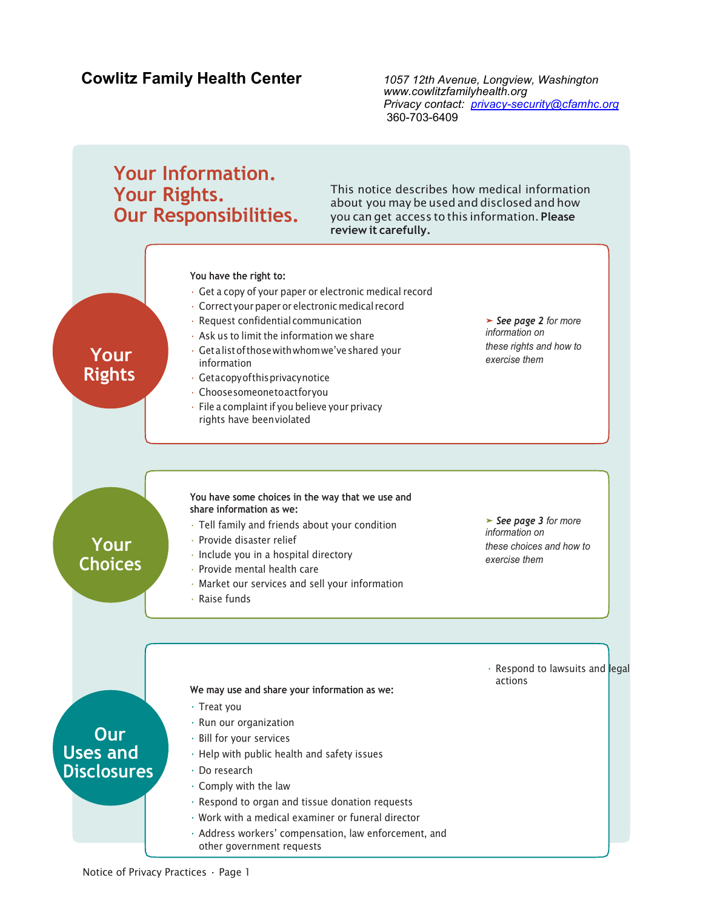**Cowlitz Family Health Center**

*1057 12th Avenue, Longview, Washington*
*www.cowlitzfamilyhealth.org*
*Privacy contact: privacy-security@cfamhc.org*
360-703-6409

# Your Information. Your Rights. Our Responsibilities.

This notice describes how medical information about you may be used and disclosed and how you can get access to this information. **Please review it carefully.**

## Your Rights

**You have the right to:**

- Get a copy of your paper or electronic medical record
- Correct your paper or electronic medical record
- Request confidential communication
- Ask us to limit the information we share
- Get a list of those with whom we've shared your information
- Get a copy of this privacy notice
- Choose someone to act for you
- File a complaint if you believe your privacy rights have been violated

➤ ***See page 2** for more information on these rights and how to exercise them*

## Your Choices

**You have some choices in the way that we use and share information as we:**

- Tell family and friends about your condition
- Provide disaster relief
- Include you in a hospital directory
- Provide mental health care
- Market our services and sell your information
- Raise funds

➤ ***See page 3** for more information on these choices and how to exercise them*

## Our Uses and Disclosures

**We may use and share your information as we:**

- Treat you
- Run our organization
- Bill for your services
- Help with public health and safety issues
- Do research
- Comply with the law
- Respond to organ and tissue donation requests
- Work with a medical examiner or funeral director
- Address workers' compensation, law enforcement, and other government requests
- Respond to lawsuits and legal actions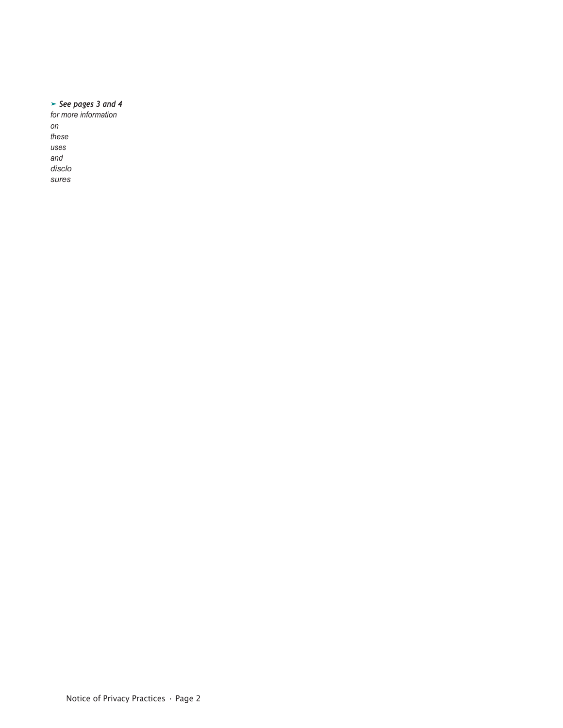➤ ***See pages 3 and 4***
*for more information on these uses and disclosures*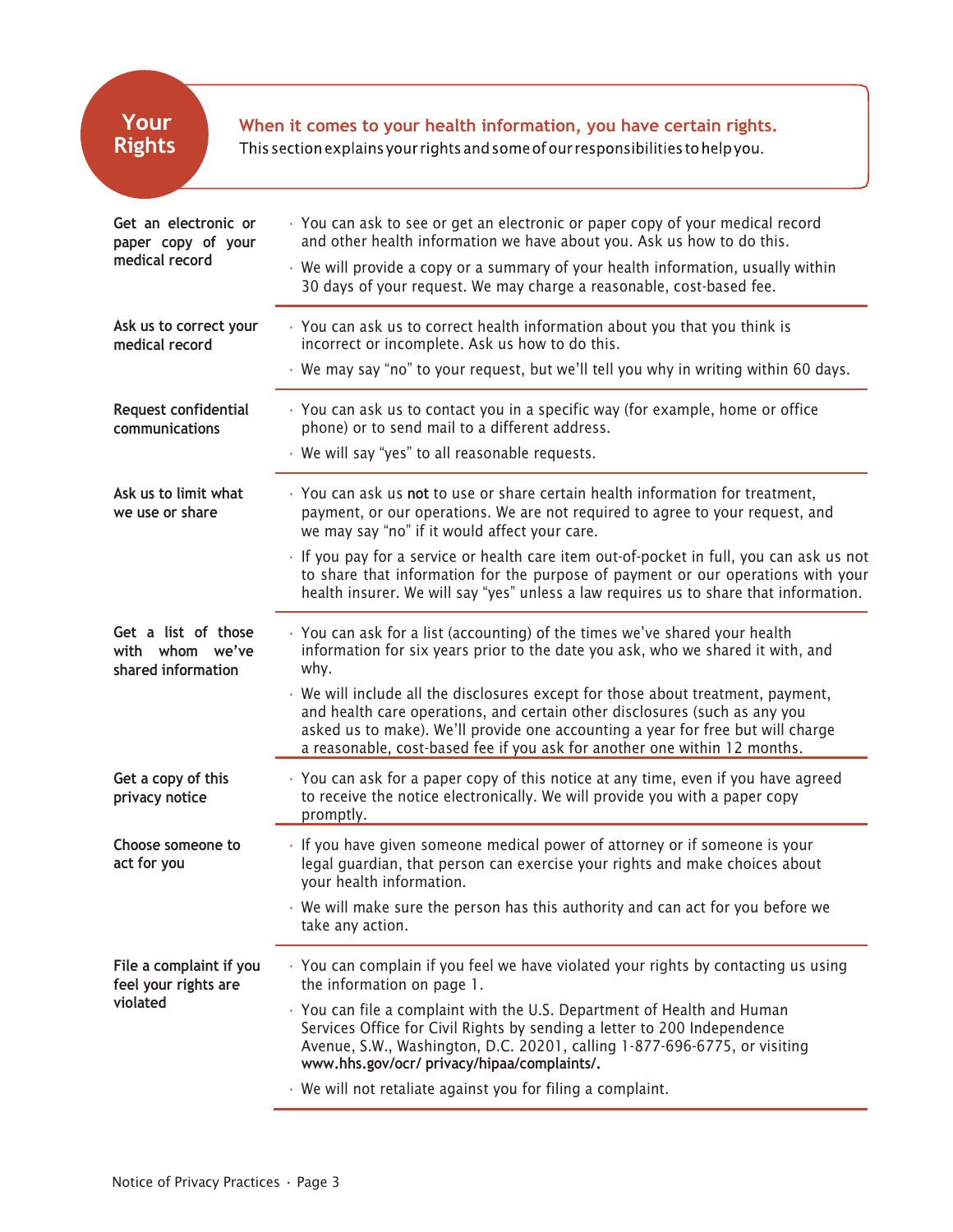# Your Rights

**When it comes to your health information, you have certain rights.**
This section explains your rights and some of our responsibilities to help you.

| | |
|---|---|
| **Get an electronic or paper copy of your medical record** | • You can ask to see or get an electronic or paper copy of your medical record and other health information we have about you. Ask us how to do this.<br>• We will provide a copy or a summary of your health information, usually within 30 days of your request. We may charge a reasonable, cost-based fee. |
| **Ask us to correct your medical record** | • You can ask us to correct health information about you that you think is incorrect or incomplete. Ask us how to do this.<br>• We may say "no" to your request, but we'll tell you why in writing within 60 days. |
| **Request confidential communications** | • You can ask us to contact you in a specific way (for example, home or office phone) or to send mail to a different address.<br>• We will say "yes" to all reasonable requests. |
| **Ask us to limit what we use or share** | • You can ask us **not** to use or share certain health information for treatment, payment, or our operations. We are not required to agree to your request, and we may say "no" if it would affect your care.<br>• If you pay for a service or health care item out-of-pocket in full, you can ask us not to share that information for the purpose of payment or our operations with your health insurer. We will say "yes" unless a law requires us to share that information. |
| **Get a list of those with whom we've shared information** | • You can ask for a list (accounting) of the times we've shared your health information for six years prior to the date you ask, who we shared it with, and why.<br>• We will include all the disclosures except for those about treatment, payment, and health care operations, and certain other disclosures (such as any you asked us to make). We'll provide one accounting a year for free but will charge a reasonable, cost-based fee if you ask for another one within 12 months. |
| **Get a copy of this privacy notice** | • You can ask for a paper copy of this notice at any time, even if you have agreed to receive the notice electronically. We will provide you with a paper copy promptly. |
| **Choose someone to act for you** | • If you have given someone medical power of attorney or if someone is your legal guardian, that person can exercise your rights and make choices about your health information.<br>• We will make sure the person has this authority and can act for you before we take any action. |
| **File a complaint if you feel your rights are violated** | • You can complain if you feel we have violated your rights by contacting us using the information on page 1.<br>• You can file a complaint with the U.S. Department of Health and Human Services Office for Civil Rights by sending a letter to 200 Independence Avenue, S.W., Washington, D.C. 20201, calling 1-877-696-6775, or visiting **www.hhs.gov/ocr/ privacy/hipaa/complaints/.**<br>• We will not retaliate against you for filing a complaint. |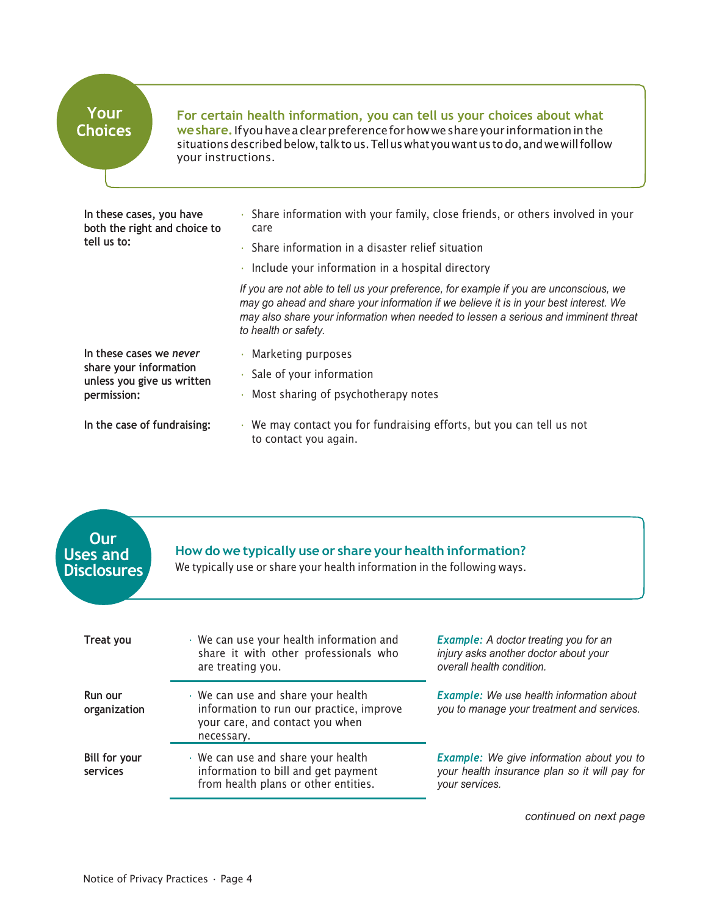## Your Choices

**For certain health information, you can tell us your choices about what we share.** If you have a clear preference for how we share your information in the situations described below, talk to us. Tell us what you want us to do, and we will follow your instructions.

**In these cases, you have both the right and choice to tell us to:**

- Share information with your family, close friends, or others involved in your care
- Share information in a disaster relief situation
- Include your information in a hospital directory

*If you are not able to tell us your preference, for example if you are unconscious, we may go ahead and share your information if we believe it is in your best interest. We may also share your information when needed to lessen a serious and imminent threat to health or safety.*

**In these cases we *never* share your information unless you give us written permission:**

- Marketing purposes
- Sale of your information
- Most sharing of psychotherapy notes

**In the case of fundraising:**

- We may contact you for fundraising efforts, but you can tell us not to contact you again.

## Our Uses and Disclosures

**How do we typically use or share your health information?**
We typically use or share your health information in the following ways.

| | | |
|---|---|---|
| **Treat you** | We can use your health information and share it with other professionals who are treating you. | ***Example:*** *A doctor treating you for an injury asks another doctor about your overall health condition.* |
| **Run our organization** | We can use and share your health information to run our practice, improve your care, and contact you when necessary. | ***Example:*** *We use health information about you to manage your treatment and services.* |
| **Bill for your services** | We can use and share your health information to bill and get payment from health plans or other entities. | ***Example:*** *We give information about you to your health insurance plan so it will pay for your services.* |

*continued on next page*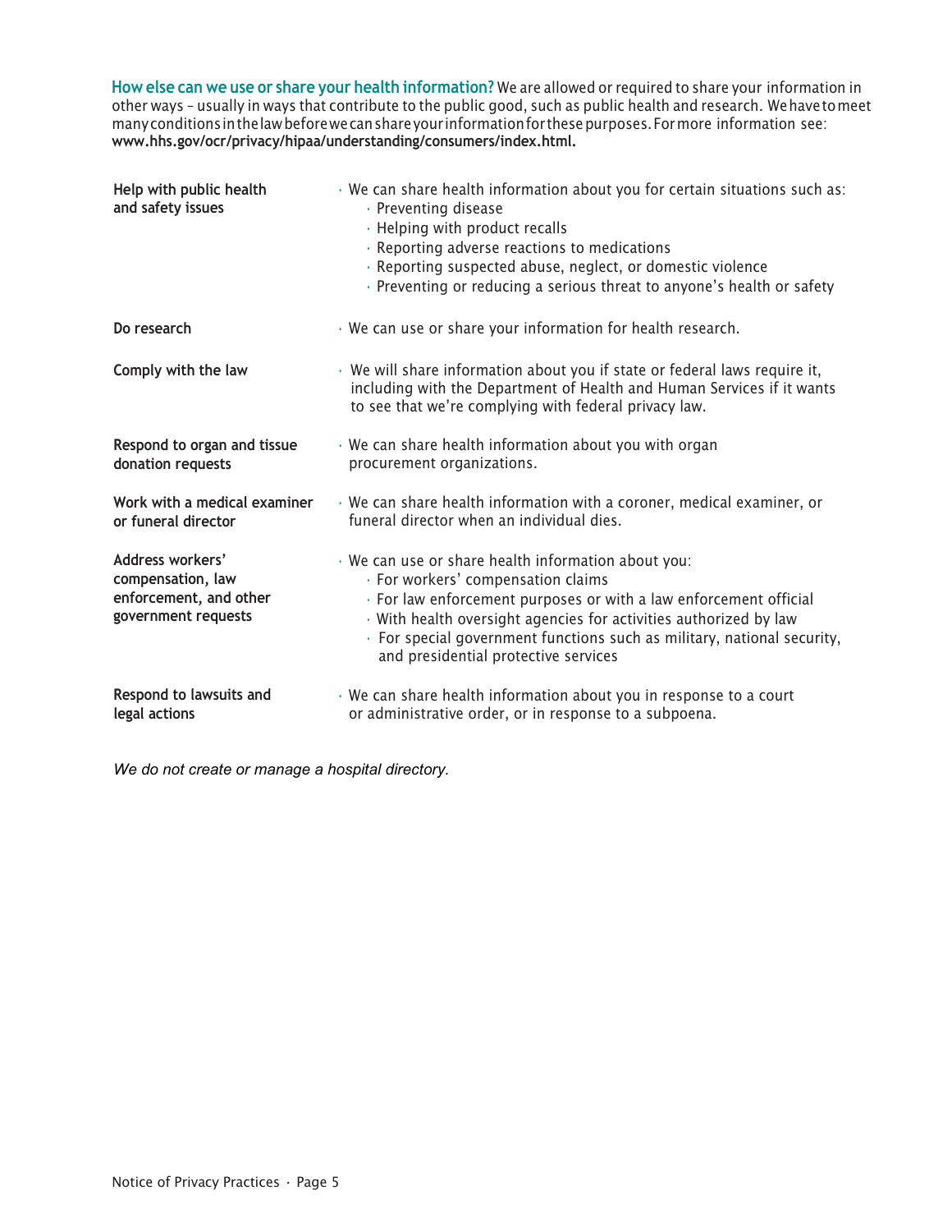**How else can we use or share your health information?** We are allowed or required to share your information in other ways – usually in ways that contribute to the public good, such as public health and research. We have to meet many conditions in the law before we can share your information for these purposes. For more information see: **www.hhs.gov/ocr/privacy/hipaa/understanding/consumers/index.html.**

| | |
|---|---|
| **Help with public health and safety issues** | • We can share health information about you for certain situations such as:<br>• Preventing disease<br>• Helping with product recalls<br>• Reporting adverse reactions to medications<br>• Reporting suspected abuse, neglect, or domestic violence<br>• Preventing or reducing a serious threat to anyone's health or safety |
| **Do research** | • We can use or share your information for health research. |
| **Comply with the law** | • We will share information about you if state or federal laws require it, including with the Department of Health and Human Services if it wants to see that we're complying with federal privacy law. |
| **Respond to organ and tissue donation requests** | • We can share health information about you with organ procurement organizations. |
| **Work with a medical examiner or funeral director** | • We can share health information with a coroner, medical examiner, or funeral director when an individual dies. |
| **Address workers' compensation, law enforcement, and other government requests** | • We can use or share health information about you:<br>• For workers' compensation claims<br>• For law enforcement purposes or with a law enforcement official<br>• With health oversight agencies for activities authorized by law<br>• For special government functions such as military, national security, and presidential protective services |
| **Respond to lawsuits and legal actions** | • We can share health information about you in response to a court or administrative order, or in response to a subpoena. |

*We do not create or manage a hospital directory.*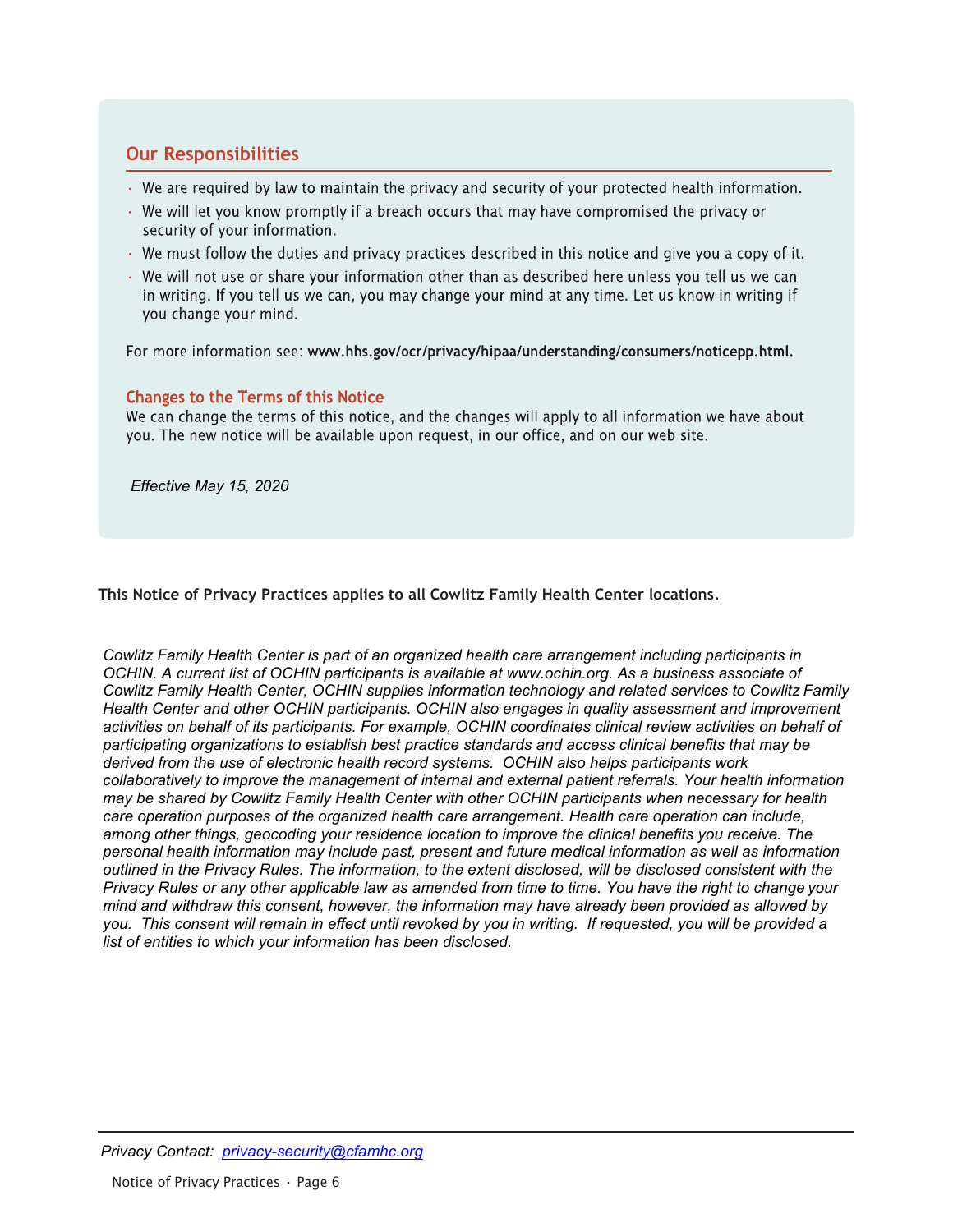## Our Responsibilities

- We are required by law to maintain the privacy and security of your protected health information.
- We will let you know promptly if a breach occurs that may have compromised the privacy or security of your information.
- We must follow the duties and privacy practices described in this notice and give you a copy of it.
- We will not use or share your information other than as described here unless you tell us we can in writing. If you tell us we can, you may change your mind at any time. Let us know in writing if you change your mind.

For more information see: **www.hhs.gov/ocr/privacy/hipaa/understanding/consumers/noticepp.html.**

### Changes to the Terms of this Notice

We can change the terms of this notice, and the changes will apply to all information we have about you. The new notice will be available upon request, in our office, and on our web site.

*Effective May 15, 2020*

**This Notice of Privacy Practices applies to all Cowlitz Family Health Center locations.**

*Cowlitz Family Health Center is part of an organized health care arrangement including participants in OCHIN. A current list of OCHIN participants is available at www.ochin.org. As a business associate of Cowlitz Family Health Center, OCHIN supplies information technology and related services to Cowlitz Family Health Center and other OCHIN participants. OCHIN also engages in quality assessment and improvement activities on behalf of its participants. For example, OCHIN coordinates clinical review activities on behalf of participating organizations to establish best practice standards and access clinical benefits that may be derived from the use of electronic health record systems. OCHIN also helps participants work collaboratively to improve the management of internal and external patient referrals. Your health information may be shared by Cowlitz Family Health Center with other OCHIN participants when necessary for health care operation purposes of the organized health care arrangement. Health care operation can include, among other things, geocoding your residence location to improve the clinical benefits you receive. The personal health information may include past, present and future medical information as well as information outlined in the Privacy Rules. The information, to the extent disclosed, will be disclosed consistent with the Privacy Rules or any other applicable law as amended from time to time. You have the right to change your mind and withdraw this consent, however, the information may have already been provided as allowed by you. This consent will remain in effect until revoked by you in writing. If requested, you will be provided a list of entities to which your information has been disclosed.*

*Privacy Contact: privacy-security@cfamhc.org*